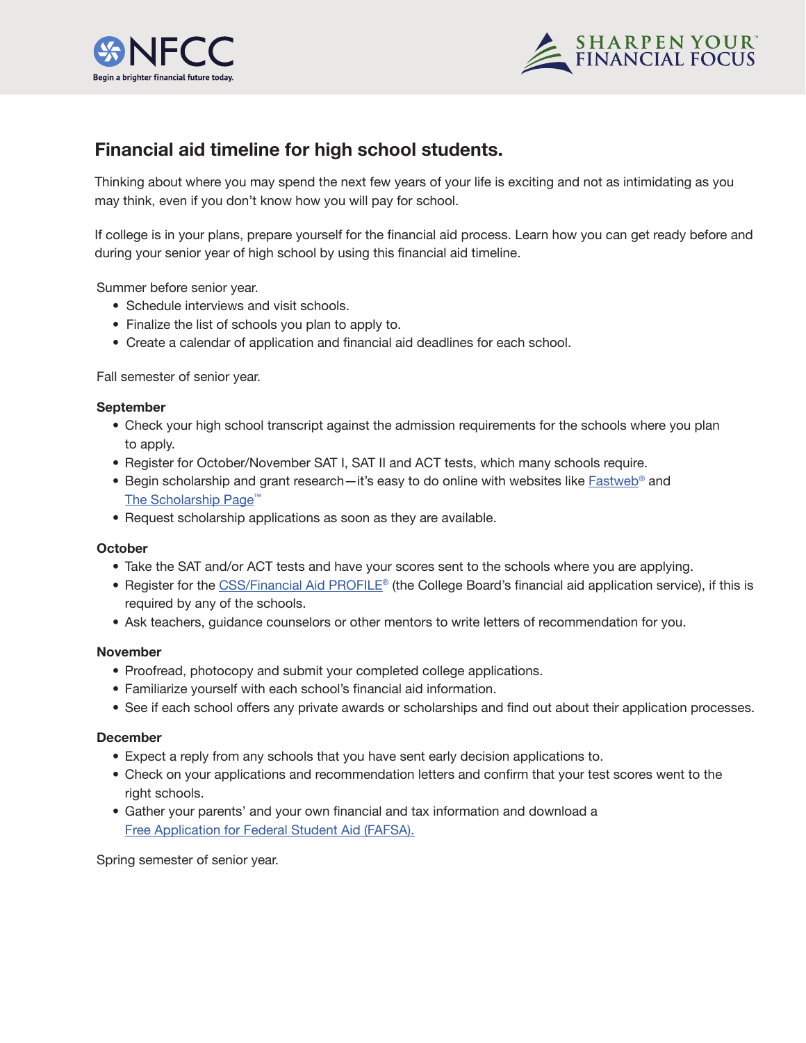# Financial aid timeline for high school students.

Thinking about where you may spend the next few years of your life is exciting and not as intimidating as you may think, even if you don't know how you will pay for school.

If college is in your plans, prepare yourself for the financial aid process. Learn how you can get ready before and during your senior year of high school by using this financial aid timeline.

Summer before senior year.

- Schedule interviews and visit schools.
- Finalize the list of schools you plan to apply to.
- Create a calendar of application and financial aid deadlines for each school.

Fall semester of senior year.

**September**

- Check your high school transcript against the admission requirements for the schools where you plan to apply.
- Register for October/November SAT I, SAT II and ACT tests, which many schools require.
- Begin scholarship and grant research—it's easy to do online with websites like Fastweb® and The Scholarship Page™
- Request scholarship applications as soon as they are available.

**October**

- Take the SAT and/or ACT tests and have your scores sent to the schools where you are applying.
- Register for the CSS/Financial Aid PROFILE® (the College Board's financial aid application service), if this is required by any of the schools.
- Ask teachers, guidance counselors or other mentors to write letters of recommendation for you.

**November**

- Proofread, photocopy and submit your completed college applications.
- Familiarize yourself with each school's financial aid information.
- See if each school offers any private awards or scholarships and find out about their application processes.

**December**

- Expect a reply from any schools that you have sent early decision applications to.
- Check on your applications and recommendation letters and confirm that your test scores went to the right schools.
- Gather your parents' and your own financial and tax information and download a Free Application for Federal Student Aid (FAFSA).

Spring semester of senior year.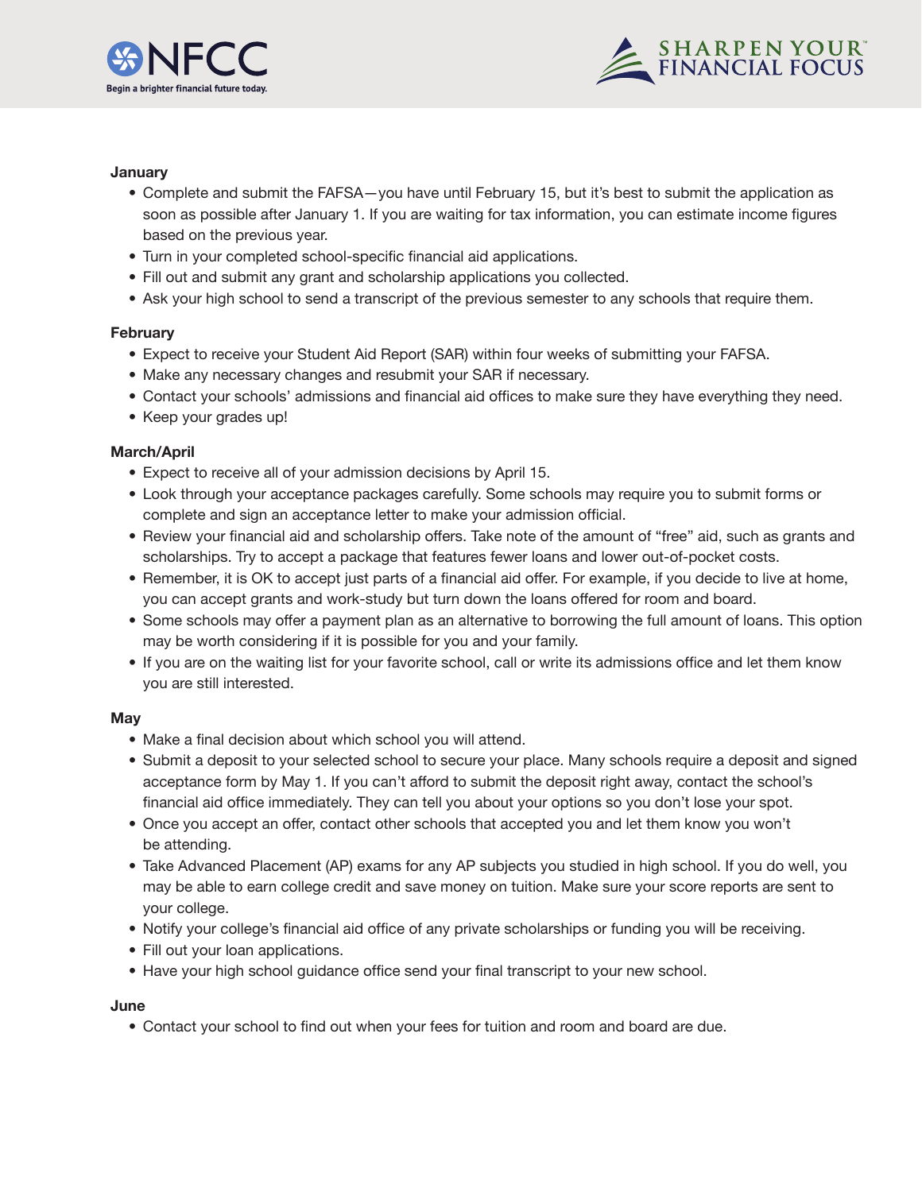**January**

- Complete and submit the FAFSA—you have until February 15, but it's best to submit the application as soon as possible after January 1. If you are waiting for tax information, you can estimate income figures based on the previous year.
- Turn in your completed school-specific financial aid applications.
- Fill out and submit any grant and scholarship applications you collected.
- Ask your high school to send a transcript of the previous semester to any schools that require them.

**February**

- Expect to receive your Student Aid Report (SAR) within four weeks of submitting your FAFSA.
- Make any necessary changes and resubmit your SAR if necessary.
- Contact your schools' admissions and financial aid offices to make sure they have everything they need.
- Keep your grades up!

**March/April**

- Expect to receive all of your admission decisions by April 15.
- Look through your acceptance packages carefully. Some schools may require you to submit forms or complete and sign an acceptance letter to make your admission official.
- Review your financial aid and scholarship offers. Take note of the amount of "free" aid, such as grants and scholarships. Try to accept a package that features fewer loans and lower out-of-pocket costs.
- Remember, it is OK to accept just parts of a financial aid offer. For example, if you decide to live at home, you can accept grants and work-study but turn down the loans offered for room and board.
- Some schools may offer a payment plan as an alternative to borrowing the full amount of loans. This option may be worth considering if it is possible for you and your family.
- If you are on the waiting list for your favorite school, call or write its admissions office and let them know you are still interested.

**May**

- Make a final decision about which school you will attend.
- Submit a deposit to your selected school to secure your place. Many schools require a deposit and signed acceptance form by May 1. If you can't afford to submit the deposit right away, contact the school's financial aid office immediately. They can tell you about your options so you don't lose your spot.
- Once you accept an offer, contact other schools that accepted you and let them know you won't be attending.
- Take Advanced Placement (AP) exams for any AP subjects you studied in high school. If you do well, you may be able to earn college credit and save money on tuition. Make sure your score reports are sent to your college.
- Notify your college's financial aid office of any private scholarships or funding you will be receiving.
- Fill out your loan applications.
- Have your high school guidance office send your final transcript to your new school.

**June**

- Contact your school to find out when your fees for tuition and room and board are due.